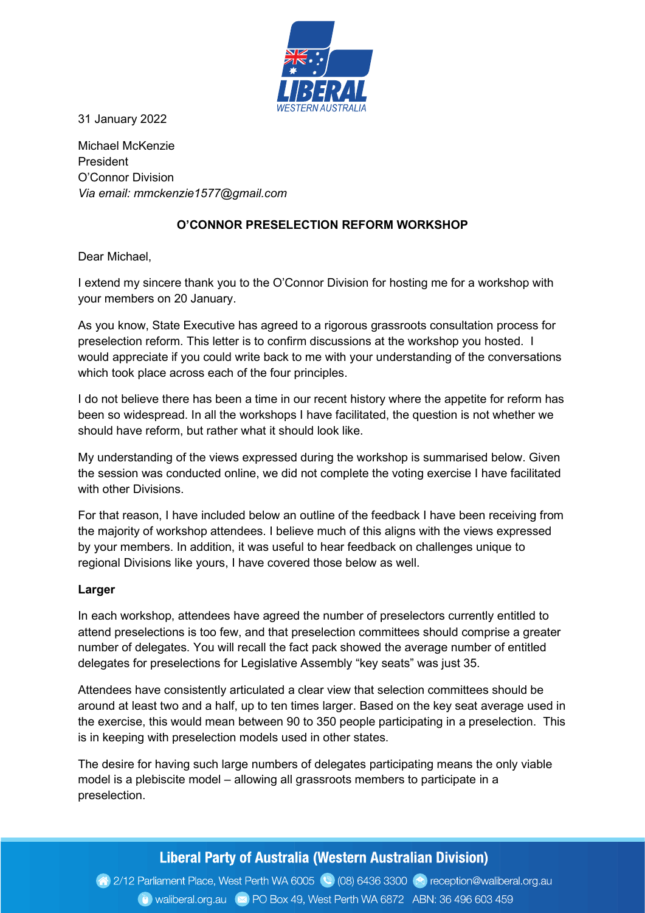31 January 2022

Michael McKenzie
President
O'Connor Division
*Via email: mmckenzie1577@gmail.com*

**O'CONNOR PRESELECTION REFORM WORKSHOP**

Dear Michael,

I extend my sincere thank you to the O'Connor Division for hosting me for a workshop with your members on 20 January.

As you know, State Executive has agreed to a rigorous grassroots consultation process for preselection reform. This letter is to confirm discussions at the workshop you hosted. I would appreciate if you could write back to me with your understanding of the conversations which took place across each of the four principles.

I do not believe there has been a time in our recent history where the appetite for reform has been so widespread. In all the workshops I have facilitated, the question is not whether we should have reform, but rather what it should look like.

My understanding of the views expressed during the workshop is summarised below. Given the session was conducted online, we did not complete the voting exercise I have facilitated with other Divisions.

For that reason, I have included below an outline of the feedback I have been receiving from the majority of workshop attendees. I believe much of this aligns with the views expressed by your members. In addition, it was useful to hear feedback on challenges unique to regional Divisions like yours, I have covered those below as well.

**Larger**

In each workshop, attendees have agreed the number of preselectors currently entitled to attend preselections is too few, and that preselection committees should comprise a greater number of delegates. You will recall the fact pack showed the average number of entitled delegates for preselections for Legislative Assembly "key seats" was just 35.

Attendees have consistently articulated a clear view that selection committees should be around at least two and a half, up to ten times larger. Based on the key seat average used in the exercise, this would mean between 90 to 350 people participating in a preselection. This is in keeping with preselection models used in other states.

The desire for having such large numbers of delegates participating means the only viable model is a plebiscite model – allowing all grassroots members to participate in a preselection.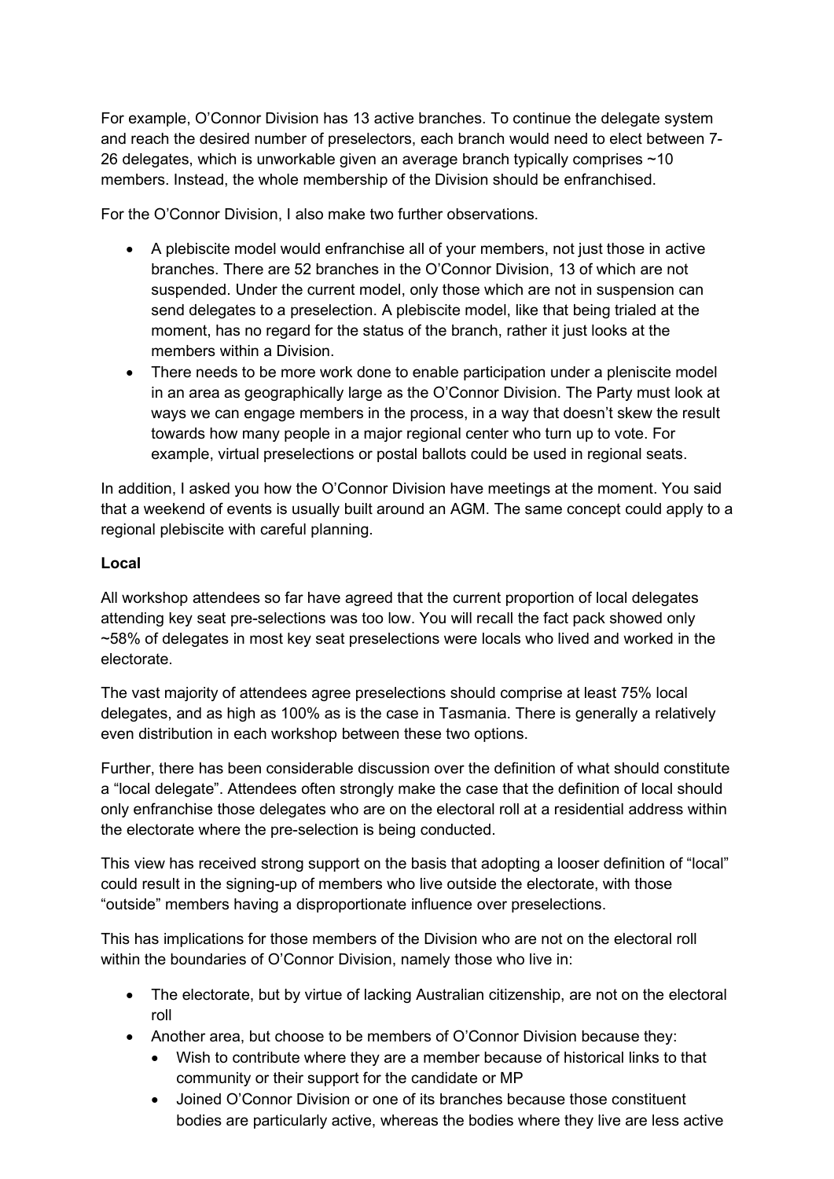For example, O'Connor Division has 13 active branches. To continue the delegate system and reach the desired number of preselectors, each branch would need to elect between 7-26 delegates, which is unworkable given an average branch typically comprises ~10 members. Instead, the whole membership of the Division should be enfranchised.

For the O'Connor Division, I also make two further observations.

- A plebiscite model would enfranchise all of your members, not just those in active branches. There are 52 branches in the O'Connor Division, 13 of which are not suspended. Under the current model, only those which are not in suspension can send delegates to a preselection. A plebiscite model, like that being trialed at the moment, has no regard for the status of the branch, rather it just looks at the members within a Division.
- There needs to be more work done to enable participation under a pleniscite model in an area as geographically large as the O'Connor Division. The Party must look at ways we can engage members in the process, in a way that doesn't skew the result towards how many people in a major regional center who turn up to vote. For example, virtual preselections or postal ballots could be used in regional seats.

In addition, I asked you how the O'Connor Division have meetings at the moment. You said that a weekend of events is usually built around an AGM. The same concept could apply to a regional plebiscite with careful planning.

**Local**

All workshop attendees so far have agreed that the current proportion of local delegates attending key seat pre-selections was too low. You will recall the fact pack showed only ~58% of delegates in most key seat preselections were locals who lived and worked in the electorate.

The vast majority of attendees agree preselections should comprise at least 75% local delegates, and as high as 100% as is the case in Tasmania. There is generally a relatively even distribution in each workshop between these two options.

Further, there has been considerable discussion over the definition of what should constitute a "local delegate". Attendees often strongly make the case that the definition of local should only enfranchise those delegates who are on the electoral roll at a residential address within the electorate where the pre-selection is being conducted.

This view has received strong support on the basis that adopting a looser definition of "local" could result in the signing-up of members who live outside the electorate, with those "outside" members having a disproportionate influence over preselections.

This has implications for those members of the Division who are not on the electoral roll within the boundaries of O'Connor Division, namely those who live in:

- The electorate, but by virtue of lacking Australian citizenship, are not on the electoral roll
- Another area, but choose to be members of O'Connor Division because they:
  - Wish to contribute where they are a member because of historical links to that community or their support for the candidate or MP
  - Joined O'Connor Division or one of its branches because those constituent bodies are particularly active, whereas the bodies where they live are less active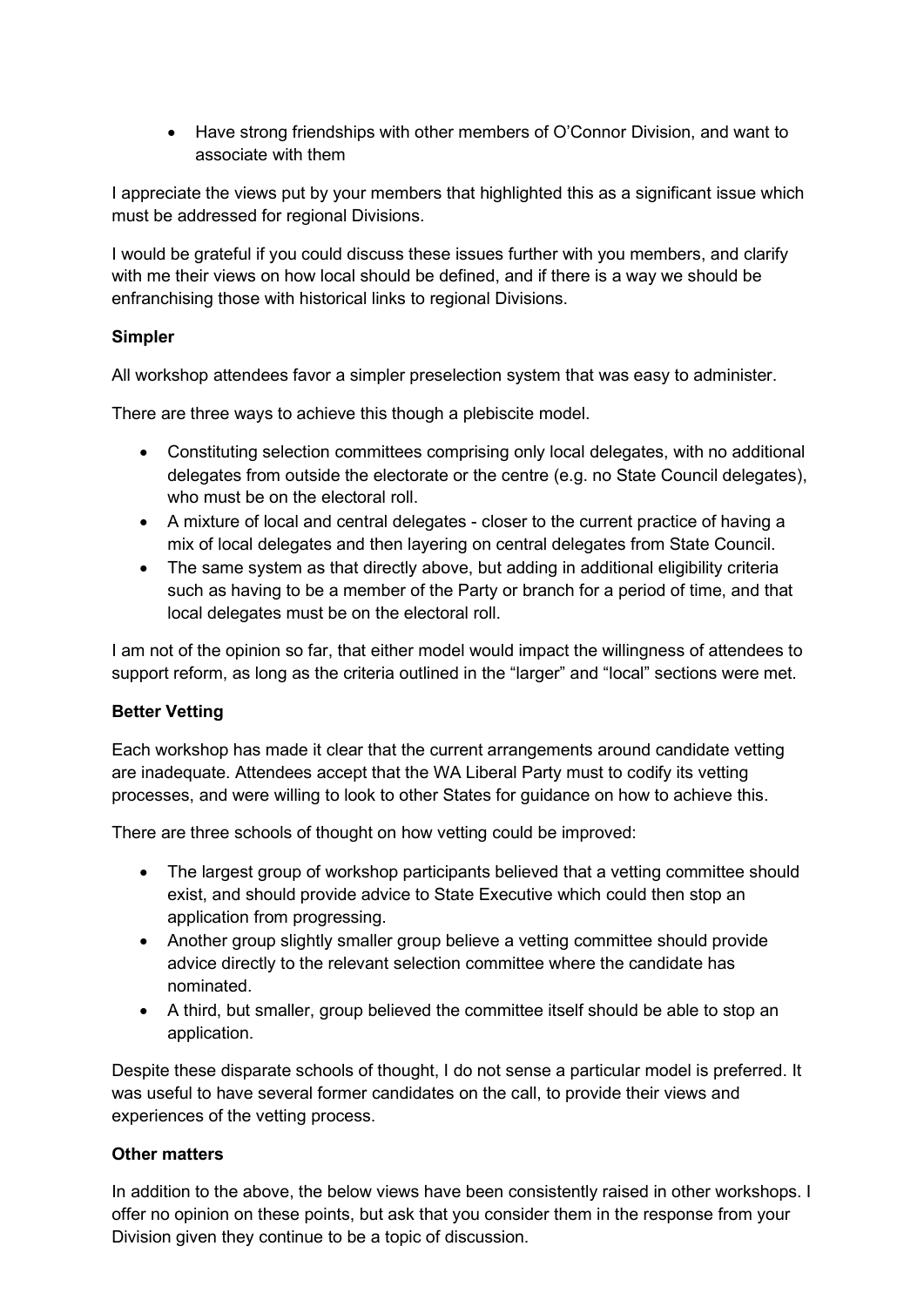- Have strong friendships with other members of O'Connor Division, and want to associate with them

I appreciate the views put by your members that highlighted this as a significant issue which must be addressed for regional Divisions.

I would be grateful if you could discuss these issues further with you members, and clarify with me their views on how local should be defined, and if there is a way we should be enfranchising those with historical links to regional Divisions.

**Simpler**

All workshop attendees favor a simpler preselection system that was easy to administer.

There are three ways to achieve this though a plebiscite model.

- Constituting selection committees comprising only local delegates, with no additional delegates from outside the electorate or the centre (e.g. no State Council delegates), who must be on the electoral roll.
- A mixture of local and central delegates - closer to the current practice of having a mix of local delegates and then layering on central delegates from State Council.
- The same system as that directly above, but adding in additional eligibility criteria such as having to be a member of the Party or branch for a period of time, and that local delegates must be on the electoral roll.

I am not of the opinion so far, that either model would impact the willingness of attendees to support reform, as long as the criteria outlined in the "larger" and "local" sections were met.

**Better Vetting**

Each workshop has made it clear that the current arrangements around candidate vetting are inadequate. Attendees accept that the WA Liberal Party must to codify its vetting processes, and were willing to look to other States for guidance on how to achieve this.

There are three schools of thought on how vetting could be improved:

- The largest group of workshop participants believed that a vetting committee should exist, and should provide advice to State Executive which could then stop an application from progressing.
- Another group slightly smaller group believe a vetting committee should provide advice directly to the relevant selection committee where the candidate has nominated.
- A third, but smaller, group believed the committee itself should be able to stop an application.

Despite these disparate schools of thought, I do not sense a particular model is preferred. It was useful to have several former candidates on the call, to provide their views and experiences of the vetting process.

**Other matters**

In addition to the above, the below views have been consistently raised in other workshops. I offer no opinion on these points, but ask that you consider them in the response from your Division given they continue to be a topic of discussion.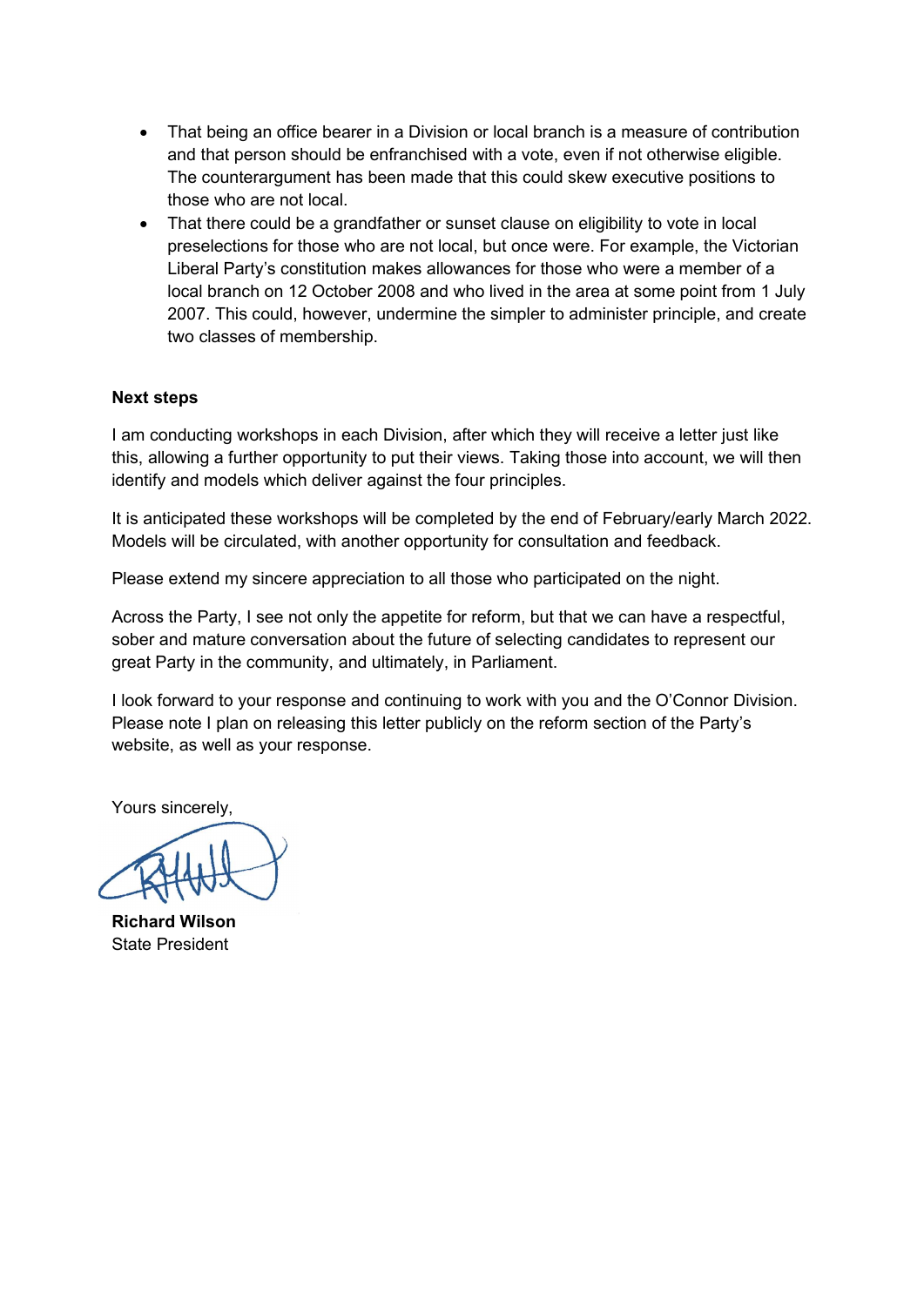- That being an office bearer in a Division or local branch is a measure of contribution and that person should be enfranchised with a vote, even if not otherwise eligible. The counterargument has been made that this could skew executive positions to those who are not local.
- That there could be a grandfather or sunset clause on eligibility to vote in local preselections for those who are not local, but once were. For example, the Victorian Liberal Party's constitution makes allowances for those who were a member of a local branch on 12 October 2008 and who lived in the area at some point from 1 July 2007. This could, however, undermine the simpler to administer principle, and create two classes of membership.

**Next steps**

I am conducting workshops in each Division, after which they will receive a letter just like this, allowing a further opportunity to put their views. Taking those into account, we will then identify and models which deliver against the four principles.

It is anticipated these workshops will be completed by the end of February/early March 2022. Models will be circulated, with another opportunity for consultation and feedback.

Please extend my sincere appreciation to all those who participated on the night.

Across the Party, I see not only the appetite for reform, but that we can have a respectful, sober and mature conversation about the future of selecting candidates to represent our great Party in the community, and ultimately, in Parliament.

I look forward to your response and continuing to work with you and the O'Connor Division. Please note I plan on releasing this letter publicly on the reform section of the Party's website, as well as your response.

Yours sincerely,

**Richard Wilson**
State President